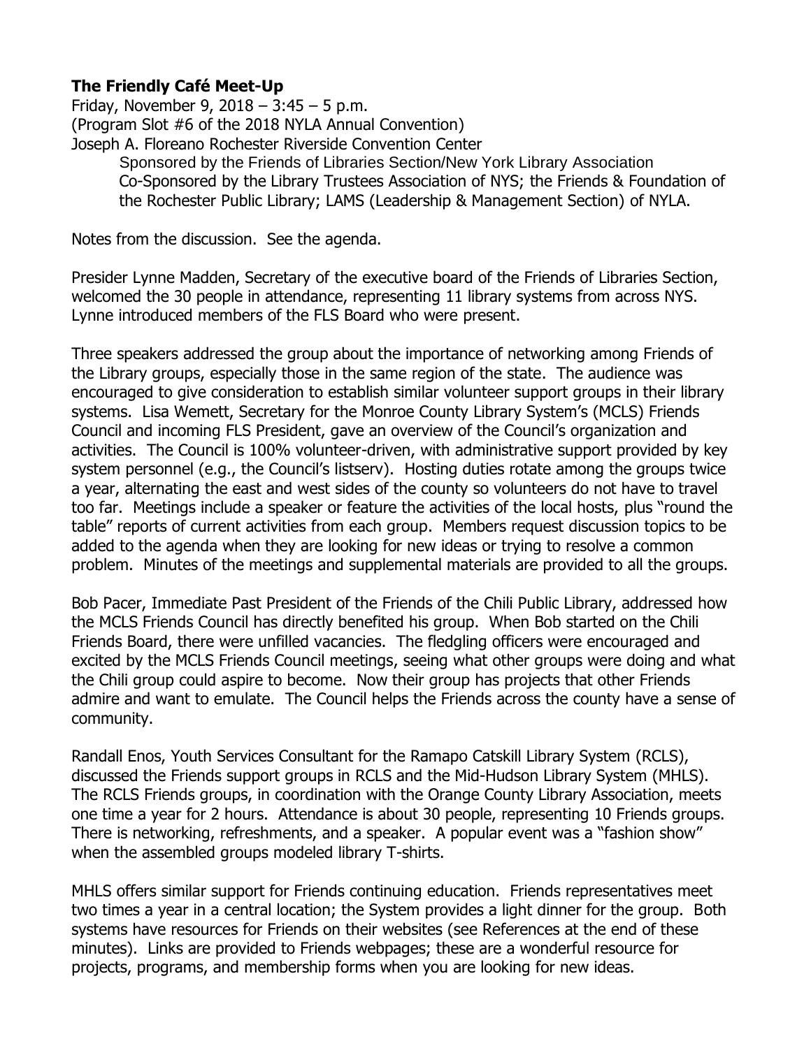**The Friendly Café Meet-Up**

Friday, November 9, 2018 – 3:45 – 5 p.m.
(Program Slot #6 of the 2018 NYLA Annual Convention)
Joseph A. Floreano Rochester Riverside Convention Center

> Sponsored by the Friends of Libraries Section/New York Library Association
> Co-Sponsored by the Library Trustees Association of NYS; the Friends & Foundation of the Rochester Public Library; LAMS (Leadership & Management Section) of NYLA.

Notes from the discussion. See the agenda.

Presider Lynne Madden, Secretary of the executive board of the Friends of Libraries Section, welcomed the 30 people in attendance, representing 11 library systems from across NYS. Lynne introduced members of the FLS Board who were present.

Three speakers addressed the group about the importance of networking among Friends of the Library groups, especially those in the same region of the state. The audience was encouraged to give consideration to establish similar volunteer support groups in their library systems. Lisa Wemett, Secretary for the Monroe County Library System's (MCLS) Friends Council and incoming FLS President, gave an overview of the Council's organization and activities. The Council is 100% volunteer-driven, with administrative support provided by key system personnel (e.g., the Council's listserv). Hosting duties rotate among the groups twice a year, alternating the east and west sides of the county so volunteers do not have to travel too far. Meetings include a speaker or feature the activities of the local hosts, plus "round the table" reports of current activities from each group. Members request discussion topics to be added to the agenda when they are looking for new ideas or trying to resolve a common problem. Minutes of the meetings and supplemental materials are provided to all the groups.

Bob Pacer, Immediate Past President of the Friends of the Chili Public Library, addressed how the MCLS Friends Council has directly benefited his group. When Bob started on the Chili Friends Board, there were unfilled vacancies. The fledgling officers were encouraged and excited by the MCLS Friends Council meetings, seeing what other groups were doing and what the Chili group could aspire to become. Now their group has projects that other Friends admire and want to emulate. The Council helps the Friends across the county have a sense of community.

Randall Enos, Youth Services Consultant for the Ramapo Catskill Library System (RCLS), discussed the Friends support groups in RCLS and the Mid-Hudson Library System (MHLS). The RCLS Friends groups, in coordination with the Orange County Library Association, meets one time a year for 2 hours. Attendance is about 30 people, representing 10 Friends groups. There is networking, refreshments, and a speaker. A popular event was a "fashion show" when the assembled groups modeled library T-shirts.

MHLS offers similar support for Friends continuing education. Friends representatives meet two times a year in a central location; the System provides a light dinner for the group. Both systems have resources for Friends on their websites (see References at the end of these minutes). Links are provided to Friends webpages; these are a wonderful resource for projects, programs, and membership forms when you are looking for new ideas.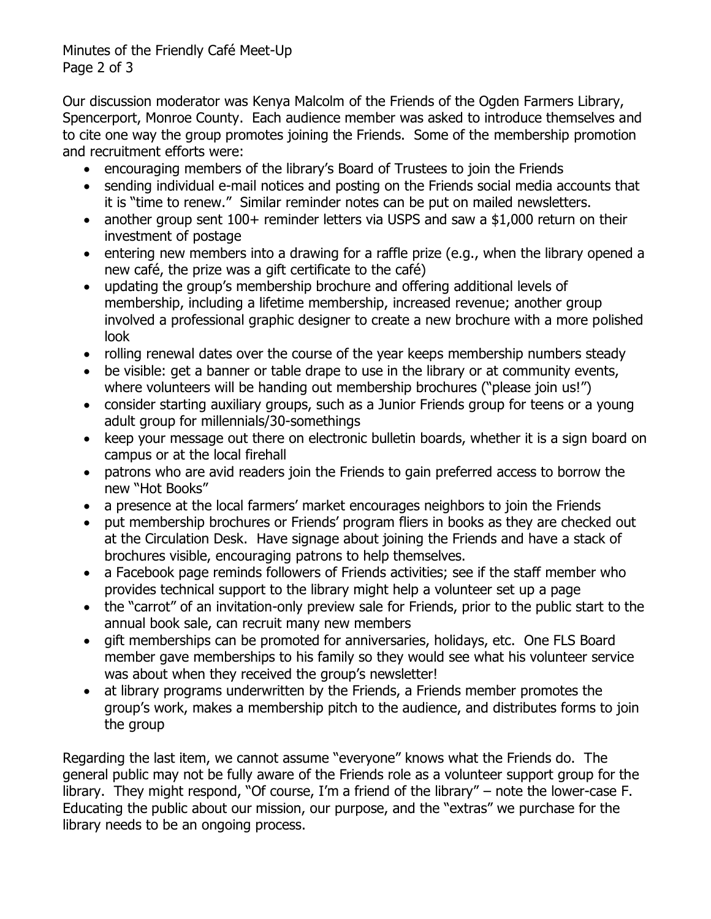Our discussion moderator was Kenya Malcolm of the Friends of the Ogden Farmers Library, Spencerport, Monroe County. Each audience member was asked to introduce themselves and to cite one way the group promotes joining the Friends. Some of the membership promotion and recruitment efforts were:

- encouraging members of the library's Board of Trustees to join the Friends
- sending individual e-mail notices and posting on the Friends social media accounts that it is "time to renew." Similar reminder notes can be put on mailed newsletters.
- another group sent 100+ reminder letters via USPS and saw a $1,000 return on their investment of postage
- entering new members into a drawing for a raffle prize (e.g., when the library opened a new café, the prize was a gift certificate to the café)
- updating the group's membership brochure and offering additional levels of membership, including a lifetime membership, increased revenue; another group involved a professional graphic designer to create a new brochure with a more polished look
- rolling renewal dates over the course of the year keeps membership numbers steady
- be visible: get a banner or table drape to use in the library or at community events, where volunteers will be handing out membership brochures ("please join us!")
- consider starting auxiliary groups, such as a Junior Friends group for teens or a young adult group for millennials/30-somethings
- keep your message out there on electronic bulletin boards, whether it is a sign board on campus or at the local firehall
- patrons who are avid readers join the Friends to gain preferred access to borrow the new "Hot Books"
- a presence at the local farmers' market encourages neighbors to join the Friends
- put membership brochures or Friends' program fliers in books as they are checked out at the Circulation Desk. Have signage about joining the Friends and have a stack of brochures visible, encouraging patrons to help themselves.
- a Facebook page reminds followers of Friends activities; see if the staff member who provides technical support to the library might help a volunteer set up a page
- the "carrot" of an invitation-only preview sale for Friends, prior to the public start to the annual book sale, can recruit many new members
- gift memberships can be promoted for anniversaries, holidays, etc. One FLS Board member gave memberships to his family so they would see what his volunteer service was about when they received the group's newsletter!
- at library programs underwritten by the Friends, a Friends member promotes the group's work, makes a membership pitch to the audience, and distributes forms to join the group

Regarding the last item, we cannot assume "everyone" knows what the Friends do. The general public may not be fully aware of the Friends role as a volunteer support group for the library. They might respond, "Of course, I'm a friend of the library" – note the lower-case F. Educating the public about our mission, our purpose, and the "extras" we purchase for the library needs to be an ongoing process.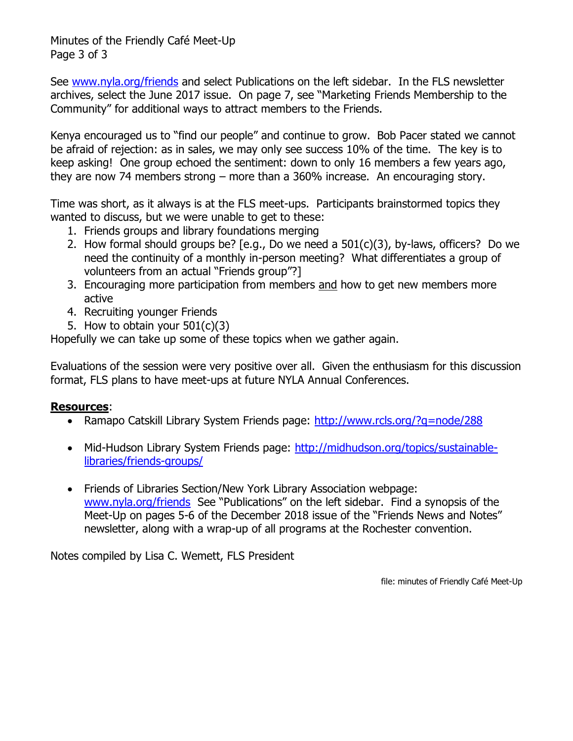See www.nyla.org/friends and select Publications on the left sidebar. In the FLS newsletter archives, select the June 2017 issue. On page 7, see "Marketing Friends Membership to the Community" for additional ways to attract members to the Friends.

Kenya encouraged us to "find our people" and continue to grow. Bob Pacer stated we cannot be afraid of rejection: as in sales, we may only see success 10% of the time. The key is to keep asking! One group echoed the sentiment: down to only 16 members a few years ago, they are now 74 members strong – more than a 360% increase. An encouraging story.

Time was short, as it always is at the FLS meet-ups. Participants brainstormed topics they wanted to discuss, but we were unable to get to these:

1. Friends groups and library foundations merging
2. How formal should groups be? [e.g., Do we need a 501(c)(3), by-laws, officers? Do we need the continuity of a monthly in-person meeting? What differentiates a group of volunteers from an actual "Friends group"?]
3. Encouraging more participation from members <u>and</u> how to get new members more active
4. Recruiting younger Friends
5. How to obtain your 501(c)(3)

Hopefully we can take up some of these topics when we gather again.

Evaluations of the session were very positive over all. Given the enthusiasm for this discussion format, FLS plans to have meet-ups at future NYLA Annual Conferences.

**<u>Resources</u>**:

- Ramapo Catskill Library System Friends page: http://www.rcls.org/?q=node/288
- Mid-Hudson Library System Friends page: http://midhudson.org/topics/sustainable-libraries/friends-groups/
- Friends of Libraries Section/New York Library Association webpage: www.nyla.org/friends See "Publications" on the left sidebar. Find a synopsis of the Meet-Up on pages 5-6 of the December 2018 issue of the "Friends News and Notes" newsletter, along with a wrap-up of all programs at the Rochester convention.

Notes compiled by Lisa C. Wemett, FLS President

file: minutes of Friendly Café Meet-Up